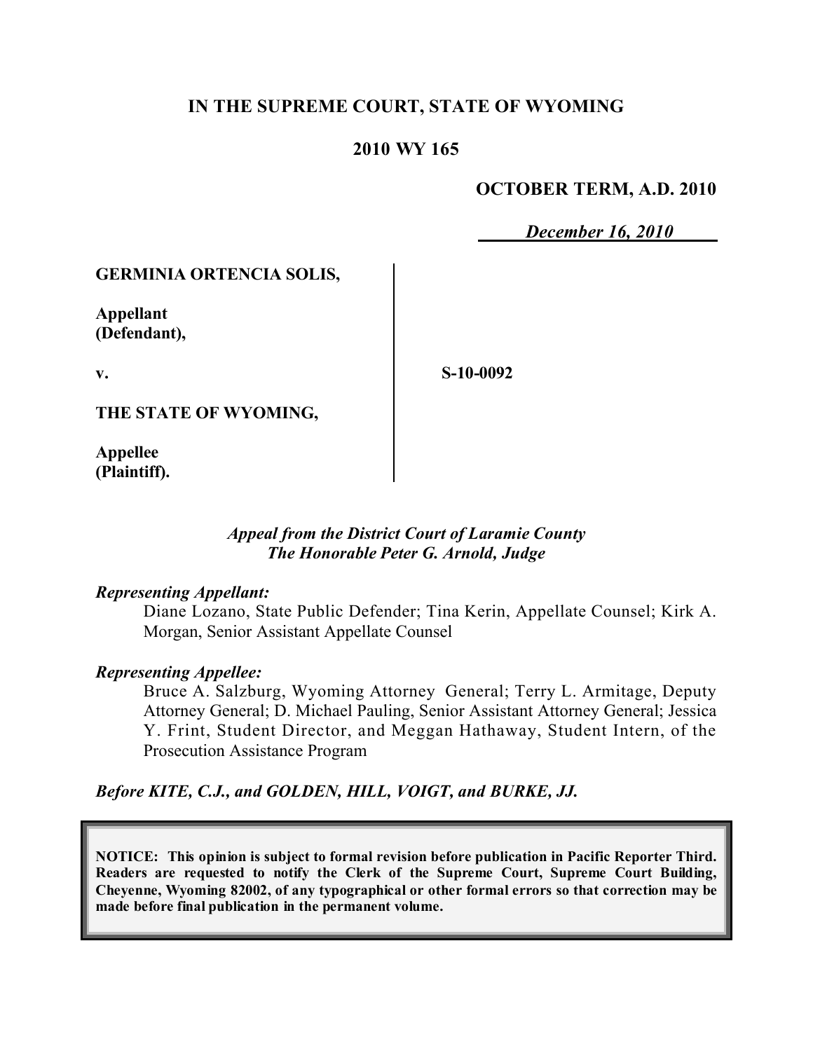**IN THE SUPREME COURT, STATE OF WYOMING**

**2010 WY 165**

**OCTOBER TERM, A.D. 2010**

***December 16, 2010***

**GERMINIA ORTENCIA SOLIS,**

**Appellant (Defendant),**

**v.**

**S-10-0092**

**THE STATE OF WYOMING,**

**Appellee (Plaintiff).**

*Appeal from the District Court of Laramie County*
*The Honorable Peter G. Arnold, Judge*

*Representing Appellant:*

Diane Lozano, State Public Defender; Tina Kerin, Appellate Counsel; Kirk A. Morgan, Senior Assistant Appellate Counsel

*Representing Appellee:*

Bruce A. Salzburg, Wyoming Attorney General; Terry L. Armitage, Deputy Attorney General; D. Michael Pauling, Senior Assistant Attorney General; Jessica Y. Frint, Student Director, and Meggan Hathaway, Student Intern, of the Prosecution Assistance Program

***Before KITE, C.J., and GOLDEN, HILL, VOIGT, and BURKE, JJ.***

**NOTICE: This opinion is subject to formal revision before publication in Pacific Reporter Third. Readers are requested to notify the Clerk of the Supreme Court, Supreme Court Building, Cheyenne, Wyoming 82002, of any typographical or other formal errors so that correction may be made before final publication in the permanent volume.**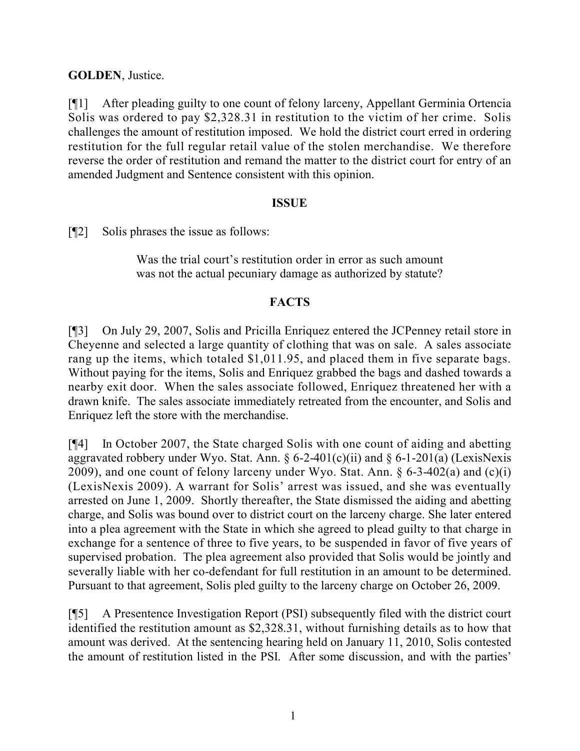**GOLDEN**, Justice.

[¶1] After pleading guilty to one count of felony larceny, Appellant Germinia Ortencia Solis was ordered to pay $2,328.31 in restitution to the victim of her crime. Solis challenges the amount of restitution imposed. We hold the district court erred in ordering restitution for the full regular retail value of the stolen merchandise. We therefore reverse the order of restitution and remand the matter to the district court for entry of an amended Judgment and Sentence consistent with this opinion.

## ISSUE

[¶2] Solis phrases the issue as follows:

> Was the trial court's restitution order in error as such amount was not the actual pecuniary damage as authorized by statute?

## FACTS

[¶3] On July 29, 2007, Solis and Pricilla Enriquez entered the JCPenney retail store in Cheyenne and selected a large quantity of clothing that was on sale. A sales associate rang up the items, which totaled $1,011.95, and placed them in five separate bags. Without paying for the items, Solis and Enriquez grabbed the bags and dashed towards a nearby exit door. When the sales associate followed, Enriquez threatened her with a drawn knife. The sales associate immediately retreated from the encounter, and Solis and Enriquez left the store with the merchandise.

[¶4] In October 2007, the State charged Solis with one count of aiding and abetting aggravated robbery under Wyo. Stat. Ann. § 6-2-401(c)(ii) and § 6-1-201(a) (LexisNexis 2009), and one count of felony larceny under Wyo. Stat. Ann. § 6-3-402(a) and (c)(i) (LexisNexis 2009). A warrant for Solis' arrest was issued, and she was eventually arrested on June 1, 2009. Shortly thereafter, the State dismissed the aiding and abetting charge, and Solis was bound over to district court on the larceny charge. She later entered into a plea agreement with the State in which she agreed to plead guilty to that charge in exchange for a sentence of three to five years, to be suspended in favor of five years of supervised probation. The plea agreement also provided that Solis would be jointly and severally liable with her co-defendant for full restitution in an amount to be determined. Pursuant to that agreement, Solis pled guilty to the larceny charge on October 26, 2009.

[¶5] A Presentence Investigation Report (PSI) subsequently filed with the district court identified the restitution amount as $2,328.31, without furnishing details as to how that amount was derived. At the sentencing hearing held on January 11, 2010, Solis contested the amount of restitution listed in the PSI. After some discussion, and with the parties'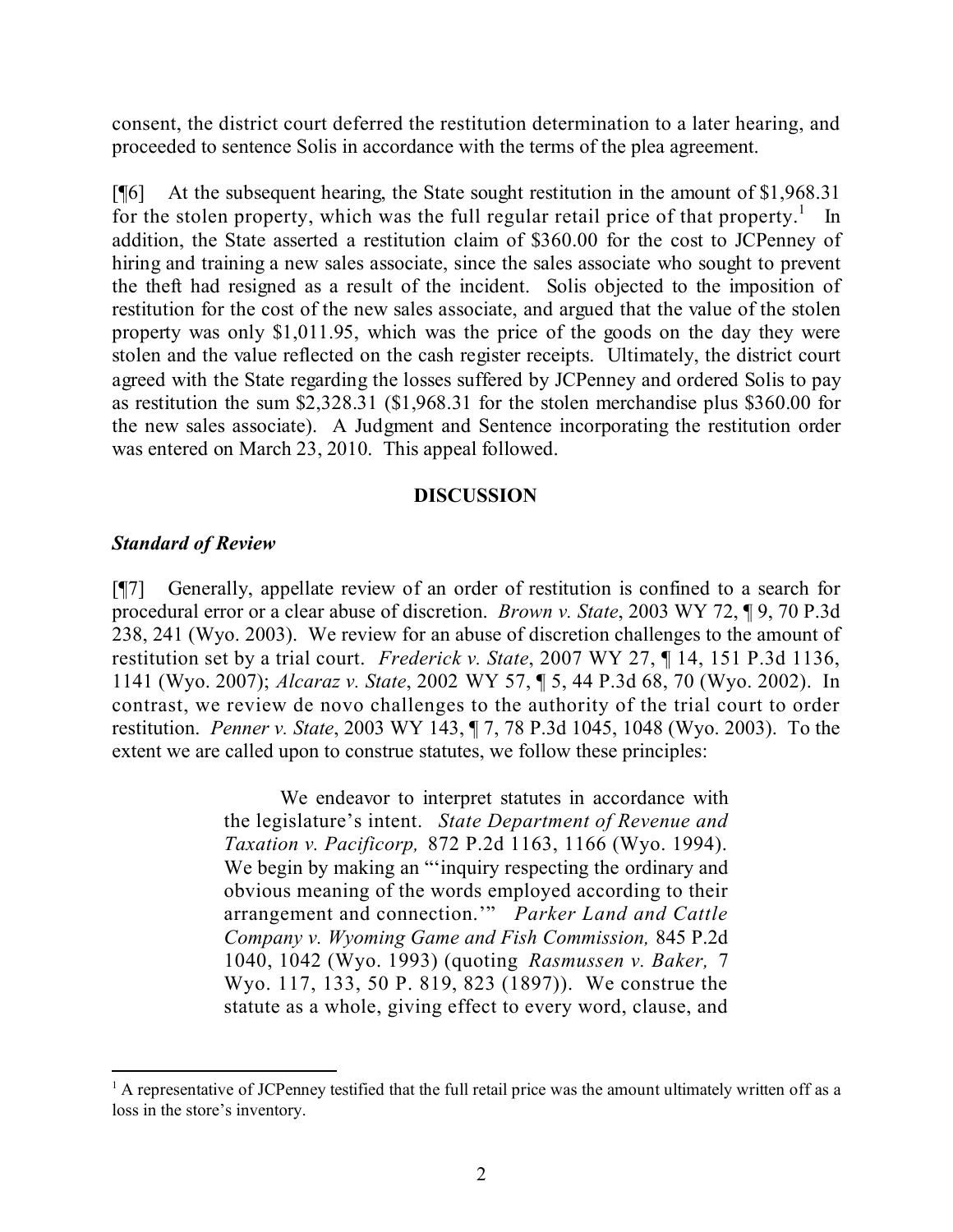consent, the district court deferred the restitution determination to a later hearing, and proceeded to sentence Solis in accordance with the terms of the plea agreement.

[¶6] At the subsequent hearing, the State sought restitution in the amount of $1,968.31 for the stolen property, which was the full regular retail price of that property.[1] In addition, the State asserted a restitution claim of $360.00 for the cost to JCPenney of hiring and training a new sales associate, since the sales associate who sought to prevent the theft had resigned as a result of the incident. Solis objected to the imposition of restitution for the cost of the new sales associate, and argued that the value of the stolen property was only $1,011.95, which was the price of the goods on the day they were stolen and the value reflected on the cash register receipts. Ultimately, the district court agreed with the State regarding the losses suffered by JCPenney and ordered Solis to pay as restitution the sum $2,328.31 ($1,968.31 for the stolen merchandise plus $360.00 for the new sales associate). A Judgment and Sentence incorporating the restitution order was entered on March 23, 2010. This appeal followed.

## DISCUSSION

### *Standard of Review*

[¶7] Generally, appellate review of an order of restitution is confined to a search for procedural error or a clear abuse of discretion. *Brown v. State*, 2003 WY 72, ¶ 9, 70 P.3d 238, 241 (Wyo. 2003). We review for an abuse of discretion challenges to the amount of restitution set by a trial court. *Frederick v. State*, 2007 WY 27, ¶ 14, 151 P.3d 1136, 1141 (Wyo. 2007); *Alcaraz v. State*, 2002 WY 57, ¶ 5, 44 P.3d 68, 70 (Wyo. 2002). In contrast, we review de novo challenges to the authority of the trial court to order restitution. *Penner v. State*, 2003 WY 143, ¶ 7, 78 P.3d 1045, 1048 (Wyo. 2003). To the extent we are called upon to construe statutes, we follow these principles:

> We endeavor to interpret statutes in accordance with the legislature's intent. *State Department of Revenue and Taxation v. Pacificorp,* 872 P.2d 1163, 1166 (Wyo. 1994). We begin by making an "'inquiry respecting the ordinary and obvious meaning of the words employed according to their arrangement and connection.'" *Parker Land and Cattle Company v. Wyoming Game and Fish Commission,* 845 P.2d 1040, 1042 (Wyo. 1993) (quoting *Rasmussen v. Baker,* 7 Wyo. 117, 133, 50 P. 819, 823 (1897)). We construe the statute as a whole, giving effect to every word, clause, and

---

[1] A representative of JCPenney testified that the full retail price was the amount ultimately written off as a loss in the store's inventory.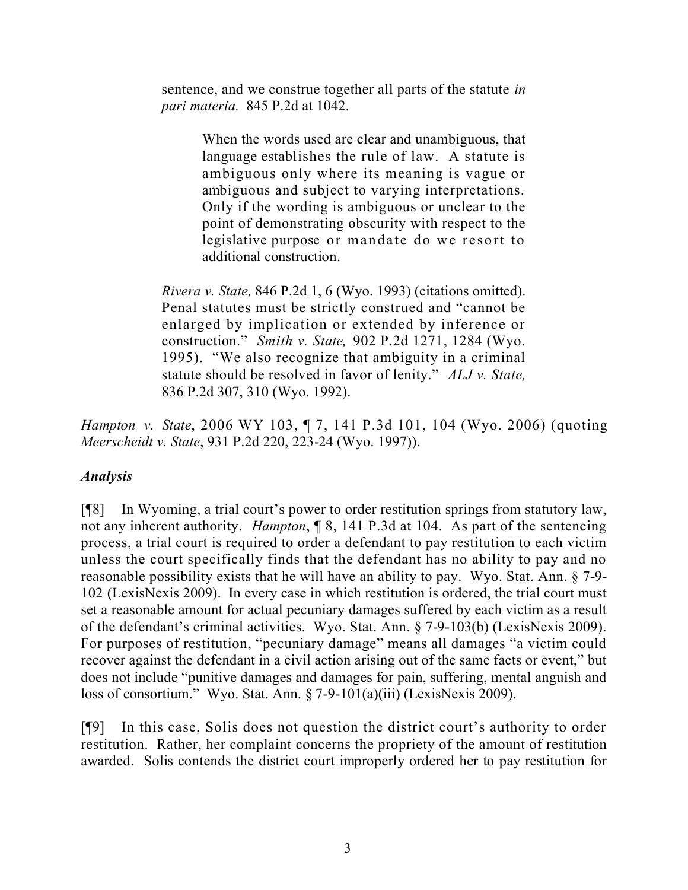> sentence, and we construe together all parts of the statute *in pari materia.* 845 P.2d at 1042.
>
> > When the words used are clear and unambiguous, that language establishes the rule of law. A statute is ambiguous only where its meaning is vague or ambiguous and subject to varying interpretations. Only if the wording is ambiguous or unclear to the point of demonstrating obscurity with respect to the legislative purpose or mandate do we resort to additional construction.
>
> *Rivera v. State,* 846 P.2d 1, 6 (Wyo. 1993) (citations omitted). Penal statutes must be strictly construed and "cannot be enlarged by implication or extended by inference or construction." *Smith v. State,* 902 P.2d 1271, 1284 (Wyo. 1995). "We also recognize that ambiguity in a criminal statute should be resolved in favor of lenity." *ALJ v. State,* 836 P.2d 307, 310 (Wyo. 1992).

*Hampton v. State*, 2006 WY 103, ¶ 7, 141 P.3d 101, 104 (Wyo. 2006) (quoting *Meerscheidt v. State*, 931 P.2d 220, 223-24 (Wyo. 1997)).

### *Analysis*

[¶8] In Wyoming, a trial court's power to order restitution springs from statutory law, not any inherent authority. *Hampton*, ¶ 8, 141 P.3d at 104. As part of the sentencing process, a trial court is required to order a defendant to pay restitution to each victim unless the court specifically finds that the defendant has no ability to pay and no reasonable possibility exists that he will have an ability to pay. Wyo. Stat. Ann. § 7-9-102 (LexisNexis 2009). In every case in which restitution is ordered, the trial court must set a reasonable amount for actual pecuniary damages suffered by each victim as a result of the defendant's criminal activities. Wyo. Stat. Ann. § 7-9-103(b) (LexisNexis 2009). For purposes of restitution, "pecuniary damage" means all damages "a victim could recover against the defendant in a civil action arising out of the same facts or event," but does not include "punitive damages and damages for pain, suffering, mental anguish and loss of consortium." Wyo. Stat. Ann. § 7-9-101(a)(iii) (LexisNexis 2009).

[¶9] In this case, Solis does not question the district court's authority to order restitution. Rather, her complaint concerns the propriety of the amount of restitution awarded. Solis contends the district court improperly ordered her to pay restitution for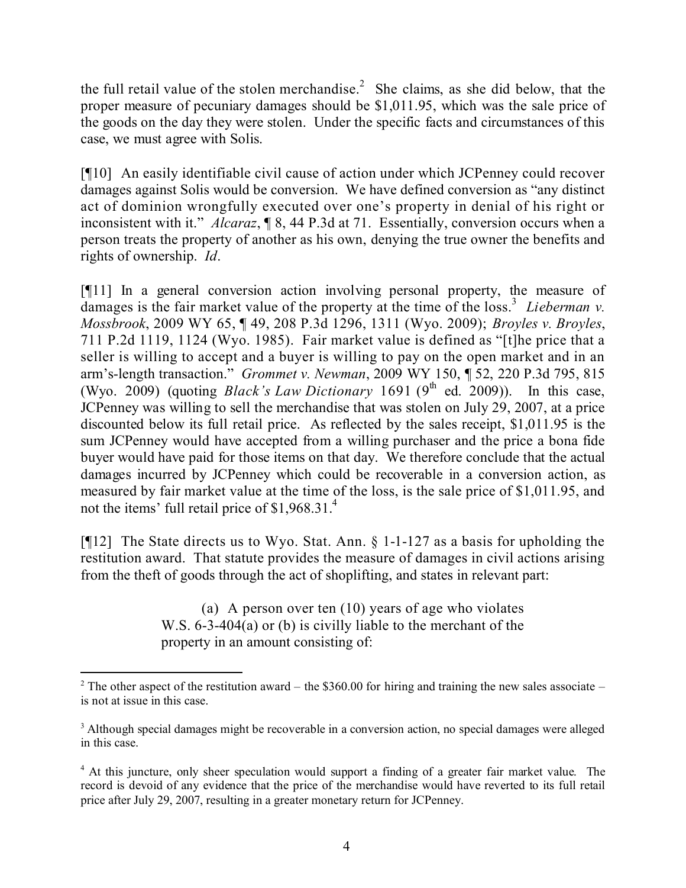the full retail value of the stolen merchandise.[2] She claims, as she did below, that the proper measure of pecuniary damages should be $1,011.95, which was the sale price of the goods on the day they were stolen. Under the specific facts and circumstances of this case, we must agree with Solis.

[¶10] An easily identifiable civil cause of action under which JCPenney could recover damages against Solis would be conversion. We have defined conversion as "any distinct act of dominion wrongfully executed over one's property in denial of his right or inconsistent with it." *Alcaraz*, ¶ 8, 44 P.3d at 71. Essentially, conversion occurs when a person treats the property of another as his own, denying the true owner the benefits and rights of ownership. *Id*.

[¶11] In a general conversion action involving personal property, the measure of damages is the fair market value of the property at the time of the loss.[3] *Lieberman v. Mossbrook*, 2009 WY 65, ¶ 49, 208 P.3d 1296, 1311 (Wyo. 2009); *Broyles v. Broyles*, 711 P.2d 1119, 1124 (Wyo. 1985). Fair market value is defined as "[t]he price that a seller is willing to accept and a buyer is willing to pay on the open market and in an arm's-length transaction." *Grommet v. Newman*, 2009 WY 150, ¶ 52, 220 P.3d 795, 815 (Wyo. 2009) (quoting *Black's Law Dictionary* 1691 (9th ed. 2009)). In this case, JCPenney was willing to sell the merchandise that was stolen on July 29, 2007, at a price discounted below its full retail price. As reflected by the sales receipt, $1,011.95 is the sum JCPenney would have accepted from a willing purchaser and the price a bona fide buyer would have paid for those items on that day. We therefore conclude that the actual damages incurred by JCPenney which could be recoverable in a conversion action, as measured by fair market value at the time of the loss, is the sale price of $1,011.95, and not the items' full retail price of $1,968.31.[4]

[¶12] The State directs us to Wyo. Stat. Ann. § 1-1-127 as a basis for upholding the restitution award. That statute provides the measure of damages in civil actions arising from the theft of goods through the act of shoplifting, and states in relevant part:

> (a) A person over ten (10) years of age who violates W.S. 6-3-404(a) or (b) is civilly liable to the merchant of the property in an amount consisting of:

---

[2] The other aspect of the restitution award – the $360.00 for hiring and training the new sales associate – is not at issue in this case.

[3] Although special damages might be recoverable in a conversion action, no special damages were alleged in this case.

[4] At this juncture, only sheer speculation would support a finding of a greater fair market value. The record is devoid of any evidence that the price of the merchandise would have reverted to its full retail price after July 29, 2007, resulting in a greater monetary return for JCPenney.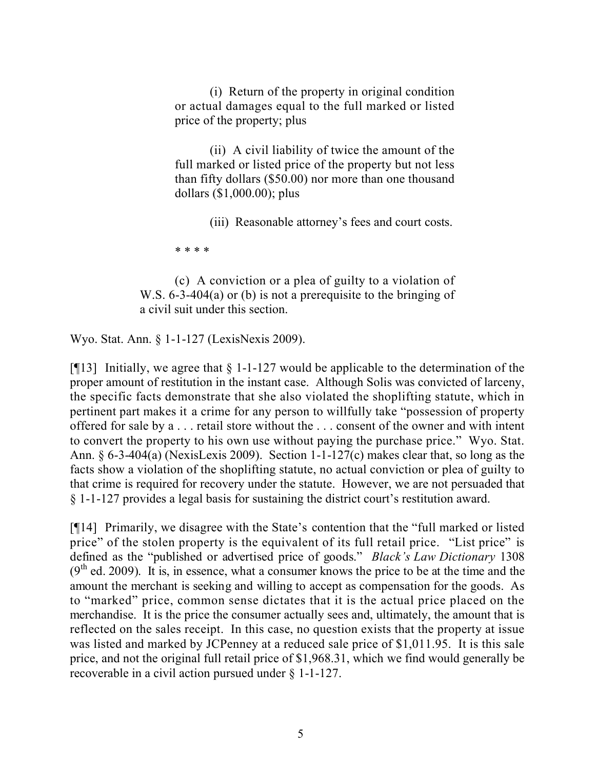(i) Return of the property in original condition or actual damages equal to the full marked or listed price of the property; plus

(ii) A civil liability of twice the amount of the full marked or listed price of the property but not less than fifty dollars ($50.00) nor more than one thousand dollars ($1,000.00); plus

(iii) Reasonable attorney's fees and court costs.

* * * *

(c) A conviction or a plea of guilty to a violation of W.S. 6-3-404(a) or (b) is not a prerequisite to the bringing of a civil suit under this section.

Wyo. Stat. Ann. § 1-1-127 (LexisNexis 2009).

[¶13] Initially, we agree that § 1-1-127 would be applicable to the determination of the proper amount of restitution in the instant case. Although Solis was convicted of larceny, the specific facts demonstrate that she also violated the shoplifting statute, which in pertinent part makes it a crime for any person to willfully take "possession of property offered for sale by a . . . retail store without the . . . consent of the owner and with intent to convert the property to his own use without paying the purchase price." Wyo. Stat. Ann. § 6-3-404(a) (NexisLexis 2009). Section 1-1-127(c) makes clear that, so long as the facts show a violation of the shoplifting statute, no actual conviction or plea of guilty to that crime is required for recovery under the statute. However, we are not persuaded that § 1-1-127 provides a legal basis for sustaining the district court's restitution award.

[¶14] Primarily, we disagree with the State's contention that the "full marked or listed price" of the stolen property is the equivalent of its full retail price. "List price" is defined as the "published or advertised price of goods." *Black's Law Dictionary* 1308 (9th ed. 2009). It is, in essence, what a consumer knows the price to be at the time and the amount the merchant is seeking and willing to accept as compensation for the goods. As to "marked" price, common sense dictates that it is the actual price placed on the merchandise. It is the price the consumer actually sees and, ultimately, the amount that is reflected on the sales receipt. In this case, no question exists that the property at issue was listed and marked by JCPenney at a reduced sale price of $1,011.95. It is this sale price, and not the original full retail price of $1,968.31, which we find would generally be recoverable in a civil action pursued under § 1-1-127.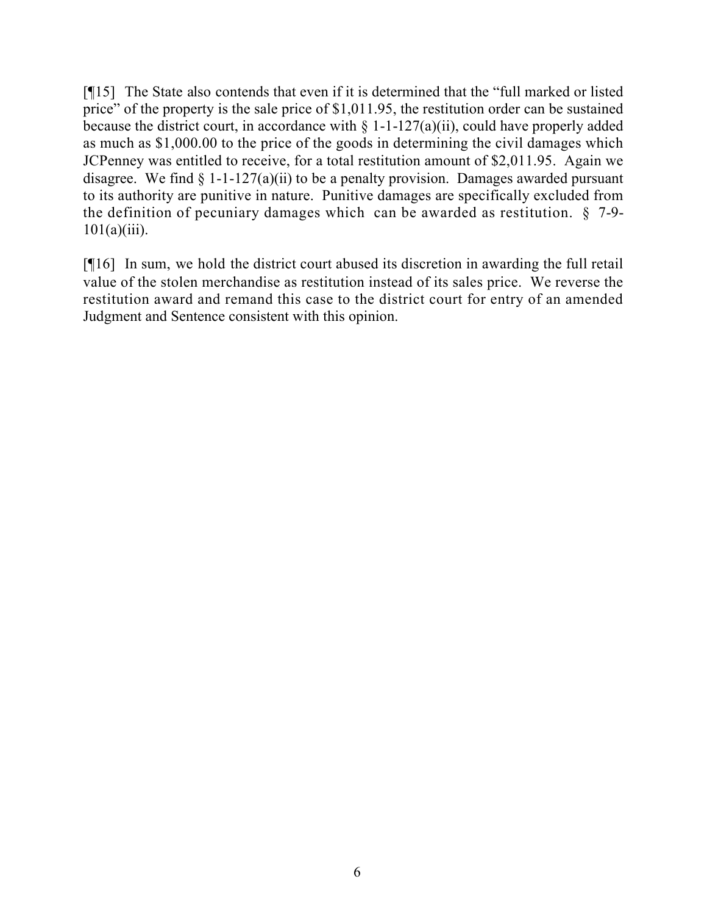[¶15] The State also contends that even if it is determined that the "full marked or listed price" of the property is the sale price of $1,011.95, the restitution order can be sustained because the district court, in accordance with § 1-1-127(a)(ii), could have properly added as much as $1,000.00 to the price of the goods in determining the civil damages which JCPenney was entitled to receive, for a total restitution amount of $2,011.95. Again we disagree. We find § 1-1-127(a)(ii) to be a penalty provision. Damages awarded pursuant to its authority are punitive in nature. Punitive damages are specifically excluded from the definition of pecuniary damages which can be awarded as restitution. § 7-9-101(a)(iii).

[¶16] In sum, we hold the district court abused its discretion in awarding the full retail value of the stolen merchandise as restitution instead of its sales price. We reverse the restitution award and remand this case to the district court for entry of an amended Judgment and Sentence consistent with this opinion.